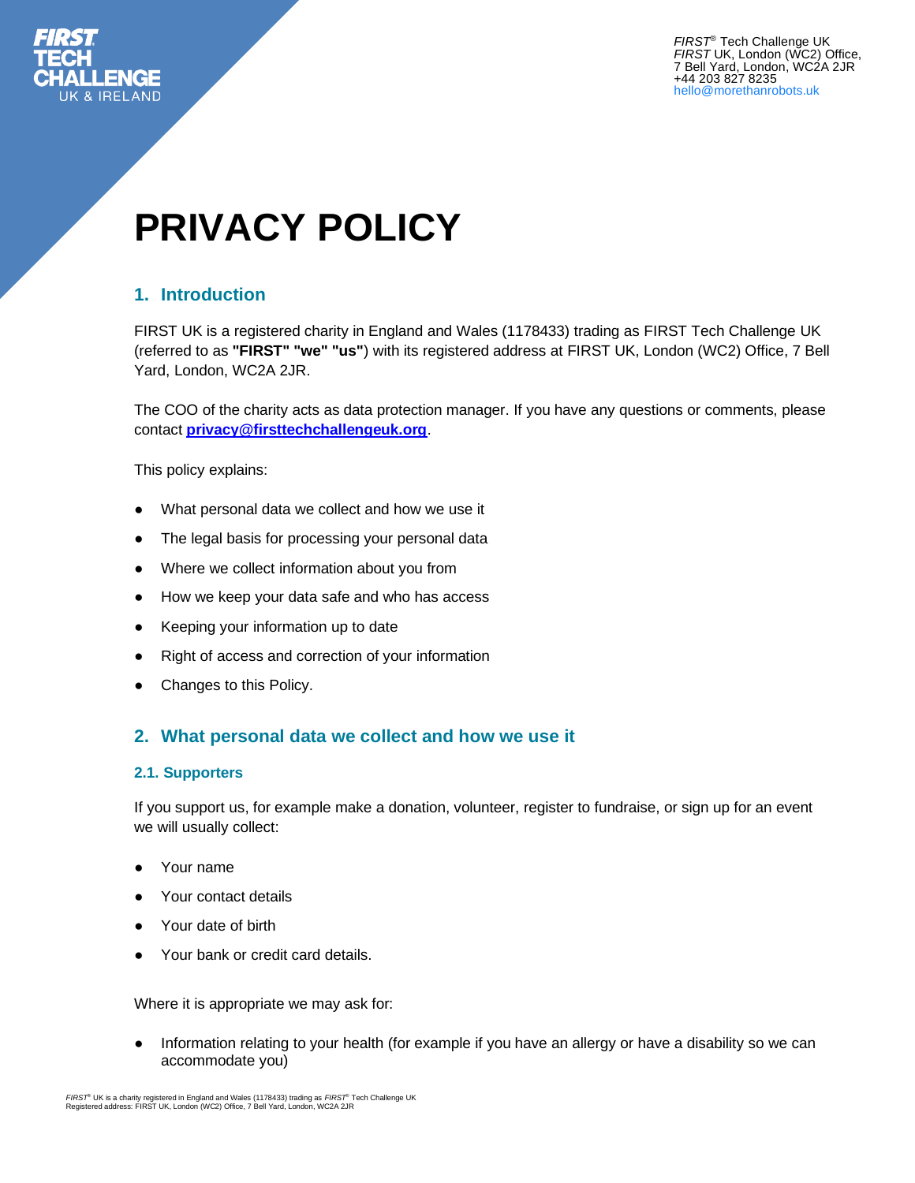*FIRST*® Tech Challenge UK
*FIRST* UK, London (WC2) Office,
7 Bell Yard, London, WC2A 2JR
+44 203 827 8235
hello@morethanrobots.uk

# PRIVACY POLICY

## 1. Introduction

FIRST UK is a registered charity in England and Wales (1178433) trading as FIRST Tech Challenge UK (referred to as **"FIRST" "we" "us"**) with its registered address at FIRST UK, London (WC2) Office, 7 Bell Yard, London, WC2A 2JR.

The COO of the charity acts as data protection manager. If you have any questions or comments, please contact **privacy@firsttechchallengeuk.org**.

This policy explains:

- What personal data we collect and how we use it
- The legal basis for processing your personal data
- Where we collect information about you from
- How we keep your data safe and who has access
- Keeping your information up to date
- Right of access and correction of your information
- Changes to this Policy.

## 2. What personal data we collect and how we use it

### 2.1. Supporters

If you support us, for example make a donation, volunteer, register to fundraise, or sign up for an event we will usually collect:

- Your name
- Your contact details
- Your date of birth
- Your bank or credit card details.

Where it is appropriate we may ask for:

- Information relating to your health (for example if you have an allergy or have a disability so we can accommodate you)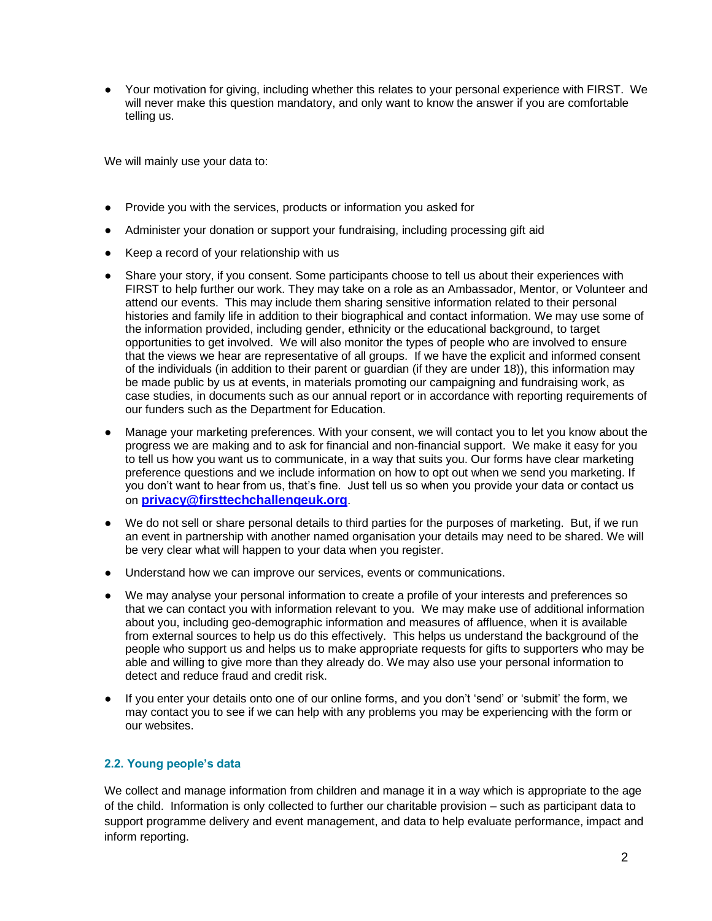- Your motivation for giving, including whether this relates to your personal experience with FIRST. We will never make this question mandatory, and only want to know the answer if you are comfortable telling us.

We will mainly use your data to:

- Provide you with the services, products or information you asked for
- Administer your donation or support your fundraising, including processing gift aid
- Keep a record of your relationship with us
- Share your story, if you consent. Some participants choose to tell us about their experiences with FIRST to help further our work. They may take on a role as an Ambassador, Mentor, or Volunteer and attend our events. This may include them sharing sensitive information related to their personal histories and family life in addition to their biographical and contact information. We may use some of the information provided, including gender, ethnicity or the educational background, to target opportunities to get involved. We will also monitor the types of people who are involved to ensure that the views we hear are representative of all groups. If we have the explicit and informed consent of the individuals (in addition to their parent or guardian (if they are under 18)), this information may be made public by us at events, in materials promoting our campaigning and fundraising work, as case studies, in documents such as our annual report or in accordance with reporting requirements of our funders such as the Department for Education.
- Manage your marketing preferences. With your consent, we will contact you to let you know about the progress we are making and to ask for financial and non-financial support. We make it easy for you to tell us how you want us to communicate, in a way that suits you. Our forms have clear marketing preference questions and we include information on how to opt out when we send you marketing. If you don't want to hear from us, that's fine. Just tell us so when you provide your data or contact us on **privacy@firsttechchallengeuk.org**.
- We do not sell or share personal details to third parties for the purposes of marketing. But, if we run an event in partnership with another named organisation your details may need to be shared. We will be very clear what will happen to your data when you register.
- Understand how we can improve our services, events or communications.
- We may analyse your personal information to create a profile of your interests and preferences so that we can contact you with information relevant to you. We may make use of additional information about you, including geo-demographic information and measures of affluence, when it is available from external sources to help us do this effectively. This helps us understand the background of the people who support us and helps us to make appropriate requests for gifts to supporters who may be able and willing to give more than they already do. We may also use your personal information to detect and reduce fraud and credit risk.
- If you enter your details onto one of our online forms, and you don't 'send' or 'submit' the form, we may contact you to see if we can help with any problems you may be experiencing with the form or our websites.

### 2.2. Young people's data

We collect and manage information from children and manage it in a way which is appropriate to the age of the child. Information is only collected to further our charitable provision – such as participant data to support programme delivery and event management, and data to help evaluate performance, impact and inform reporting.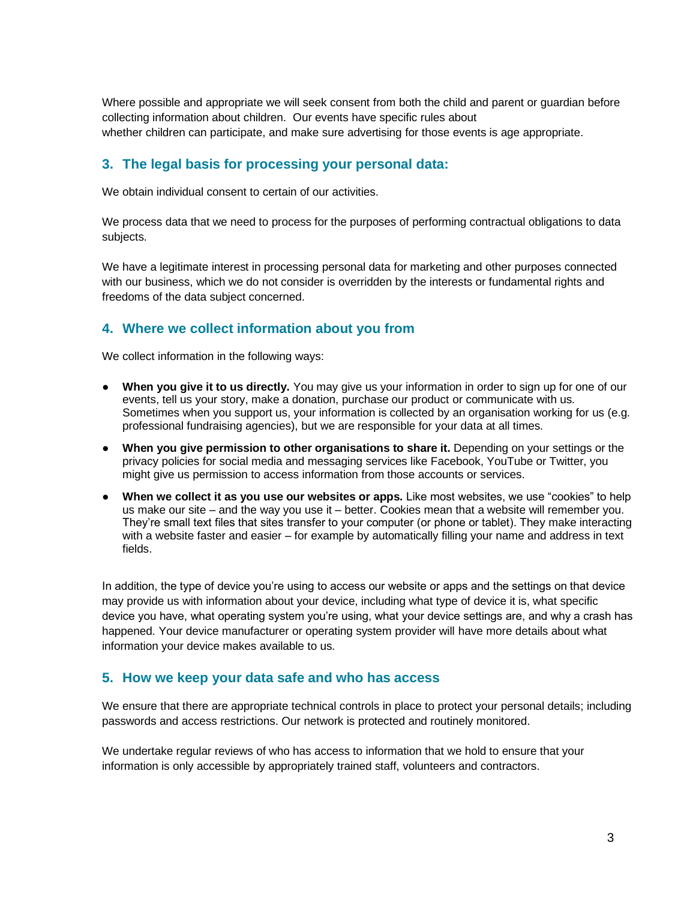Where possible and appropriate we will seek consent from both the child and parent or guardian before collecting information about children. Our events have specific rules about whether children can participate, and make sure advertising for those events is age appropriate.

## 3. The legal basis for processing your personal data:

We obtain individual consent to certain of our activities.

We process data that we need to process for the purposes of performing contractual obligations to data subjects.

We have a legitimate interest in processing personal data for marketing and other purposes connected with our business, which we do not consider is overridden by the interests or fundamental rights and freedoms of the data subject concerned.

## 4. Where we collect information about you from

We collect information in the following ways:

- **When you give it to us directly.** You may give us your information in order to sign up for one of our events, tell us your story, make a donation, purchase our product or communicate with us. Sometimes when you support us, your information is collected by an organisation working for us (e.g. professional fundraising agencies), but we are responsible for your data at all times.
- **When you give permission to other organisations to share it.** Depending on your settings or the privacy policies for social media and messaging services like Facebook, YouTube or Twitter, you might give us permission to access information from those accounts or services.
- **When we collect it as you use our websites or apps.** Like most websites, we use "cookies" to help us make our site – and the way you use it – better. Cookies mean that a website will remember you. They're small text files that sites transfer to your computer (or phone or tablet). They make interacting with a website faster and easier – for example by automatically filling your name and address in text fields.

In addition, the type of device you're using to access our website or apps and the settings on that device may provide us with information about your device, including what type of device it is, what specific device you have, what operating system you're using, what your device settings are, and why a crash has happened. Your device manufacturer or operating system provider will have more details about what information your device makes available to us.

## 5. How we keep your data safe and who has access

We ensure that there are appropriate technical controls in place to protect your personal details; including passwords and access restrictions. Our network is protected and routinely monitored.

We undertake regular reviews of who has access to information that we hold to ensure that your information is only accessible by appropriately trained staff, volunteers and contractors.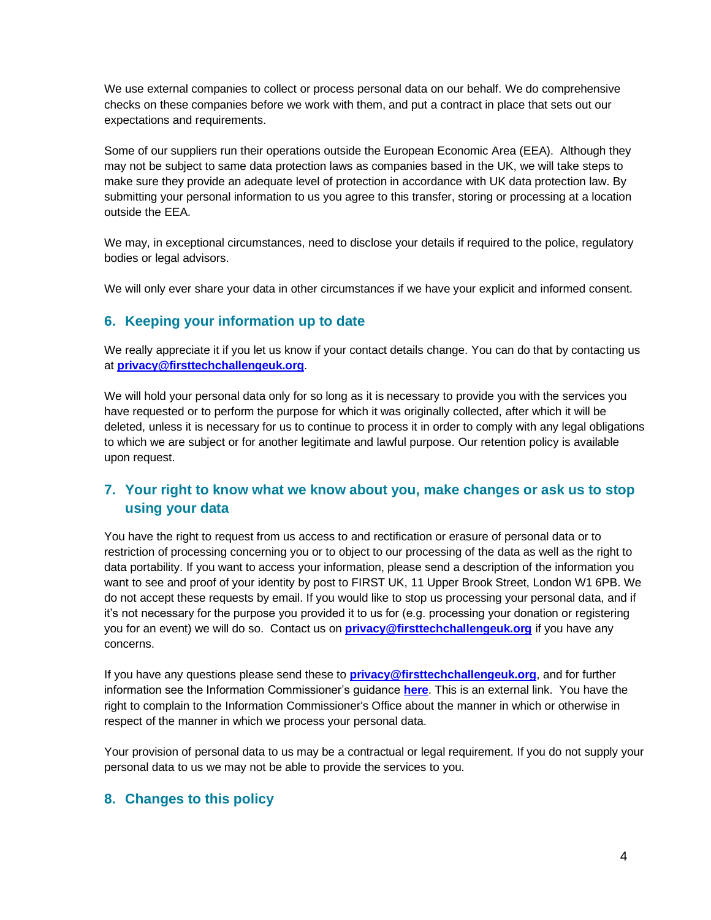We use external companies to collect or process personal data on our behalf. We do comprehensive checks on these companies before we work with them, and put a contract in place that sets out our expectations and requirements.

Some of our suppliers run their operations outside the European Economic Area (EEA). Although they may not be subject to same data protection laws as companies based in the UK, we will take steps to make sure they provide an adequate level of protection in accordance with UK data protection law. By submitting your personal information to us you agree to this transfer, storing or processing at a location outside the EEA.

We may, in exceptional circumstances, need to disclose your details if required to the police, regulatory bodies or legal advisors.

We will only ever share your data in other circumstances if we have your explicit and informed consent.

## 6. Keeping your information up to date

We really appreciate it if you let us know if your contact details change. You can do that by contacting us at **privacy@firsttechchallengeuk.org**.

We will hold your personal data only for so long as it is necessary to provide you with the services you have requested or to perform the purpose for which it was originally collected, after which it will be deleted, unless it is necessary for us to continue to process it in order to comply with any legal obligations to which we are subject or for another legitimate and lawful purpose. Our retention policy is available upon request.

## 7. Your right to know what we know about you, make changes or ask us to stop using your data

You have the right to request from us access to and rectification or erasure of personal data or to restriction of processing concerning you or to object to our processing of the data as well as the right to data portability. If you want to access your information, please send a description of the information you want to see and proof of your identity by post to FIRST UK, 11 Upper Brook Street, London W1 6PB. We do not accept these requests by email. If you would like to stop us processing your personal data, and if it's not necessary for the purpose you provided it to us for (e.g. processing your donation or registering you for an event) we will do so. Contact us on **privacy@firsttechchallengeuk.org** if you have any concerns.

If you have any questions please send these to **privacy@firsttechchallengeuk.org**, and for further information see the Information Commissioner's guidance **here**. This is an external link. You have the right to complain to the Information Commissioner's Office about the manner in which or otherwise in respect of the manner in which we process your personal data.

Your provision of personal data to us may be a contractual or legal requirement. If you do not supply your personal data to us we may not be able to provide the services to you.

## 8. Changes to this policy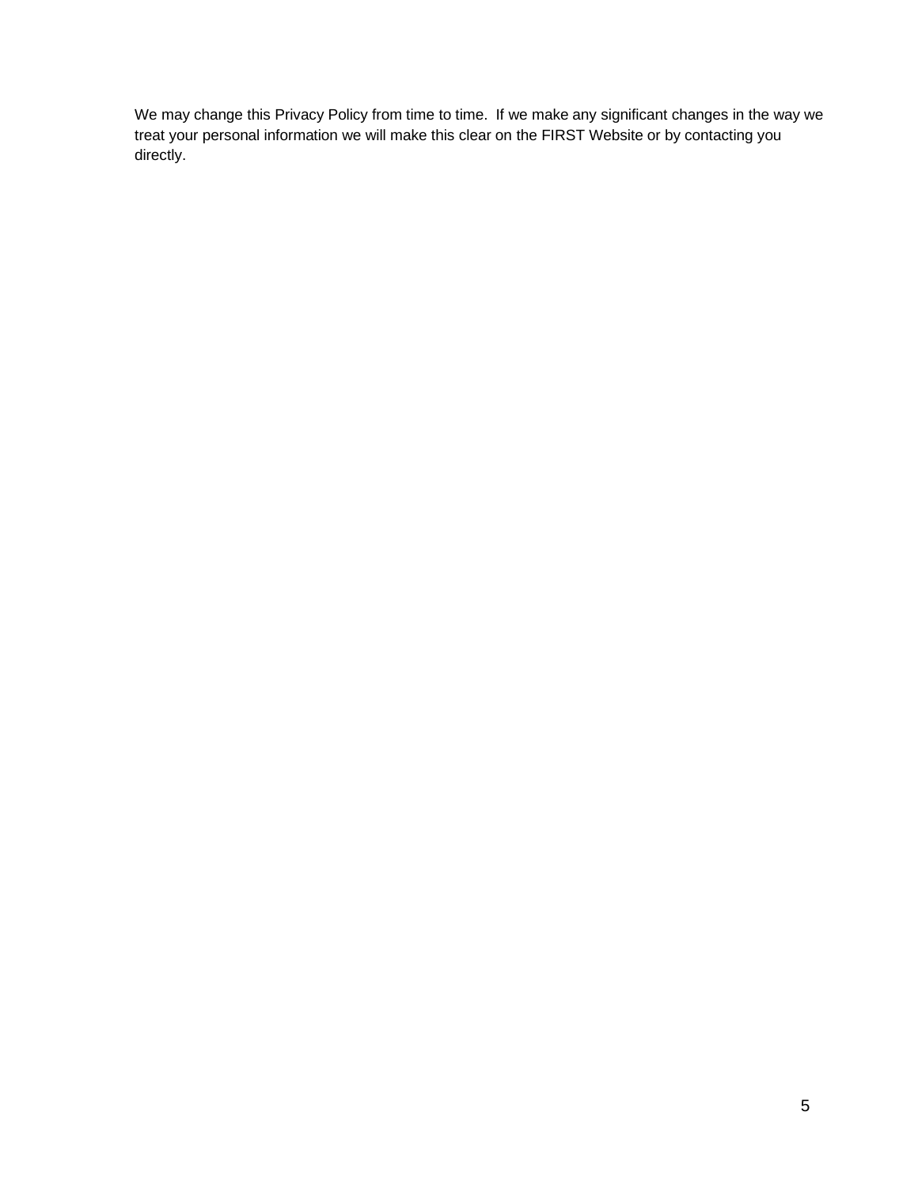We may change this Privacy Policy from time to time. If we make any significant changes in the way we treat your personal information we will make this clear on the FIRST Website or by contacting you directly.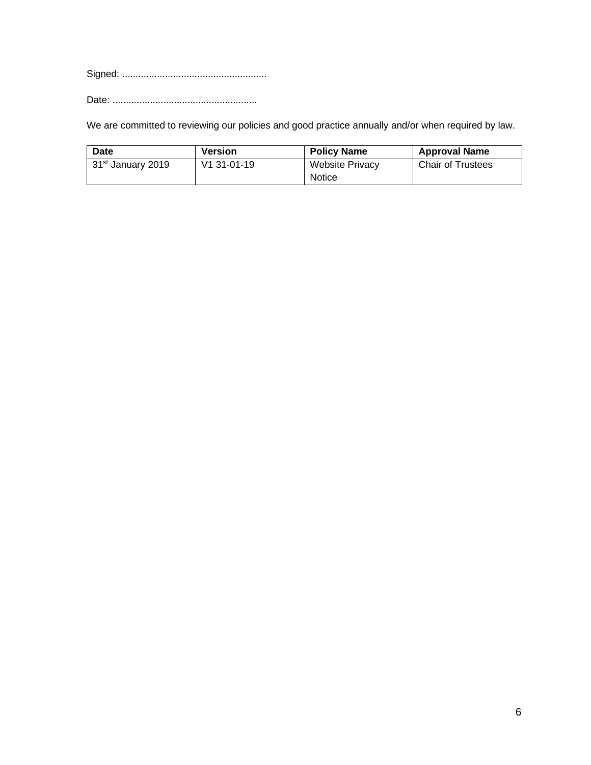Signed: ......................................................

Date: ......................................................

We are committed to reviewing our policies and good practice annually and/or when required by law.

| Date | Version | Policy Name | Approval Name |
|---|---|---|---|
| 31st January 2019 | V1 31-01-19 | Website Privacy Notice | Chair of Trustees |